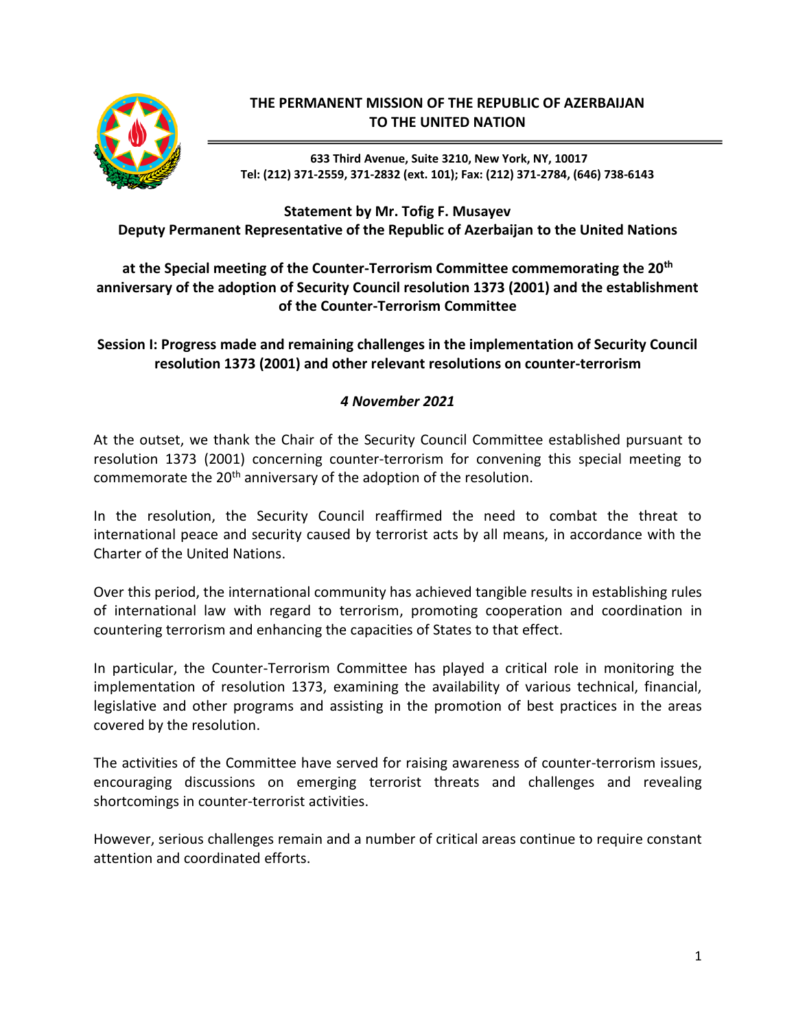**THE PERMANENT MISSION OF THE REPUBLIC OF AZERBAIJAN TO THE UNITED NATION**

**633 Third Avenue, Suite 3210, New York, NY, 10017**
**Tel: (212) 371-2559, 371-2832 (ext. 101); Fax: (212) 371-2784, (646) 738-6143**

**Statement by Mr. Tofig F. Musayev**
**Deputy Permanent Representative of the Republic of Azerbaijan to the United Nations**

**at the Special meeting of the Counter-Terrorism Committee commemorating the 20th anniversary of the adoption of Security Council resolution 1373 (2001) and the establishment of the Counter-Terrorism Committee**

**Session I: Progress made and remaining challenges in the implementation of Security Council resolution 1373 (2001) and other relevant resolutions on counter-terrorism**

***4 November 2021***

At the outset, we thank the Chair of the Security Council Committee established pursuant to resolution 1373 (2001) concerning counter-terrorism for convening this special meeting to commemorate the 20th anniversary of the adoption of the resolution.

In the resolution, the Security Council reaffirmed the need to combat the threat to international peace and security caused by terrorist acts by all means, in accordance with the Charter of the United Nations.

Over this period, the international community has achieved tangible results in establishing rules of international law with regard to terrorism, promoting cooperation and coordination in countering terrorism and enhancing the capacities of States to that effect.

In particular, the Counter-Terrorism Committee has played a critical role in monitoring the implementation of resolution 1373, examining the availability of various technical, financial, legislative and other programs and assisting in the promotion of best practices in the areas covered by the resolution.

The activities of the Committee have served for raising awareness of counter-terrorism issues, encouraging discussions on emerging terrorist threats and challenges and revealing shortcomings in counter-terrorist activities.

However, serious challenges remain and a number of critical areas continue to require constant attention and coordinated efforts.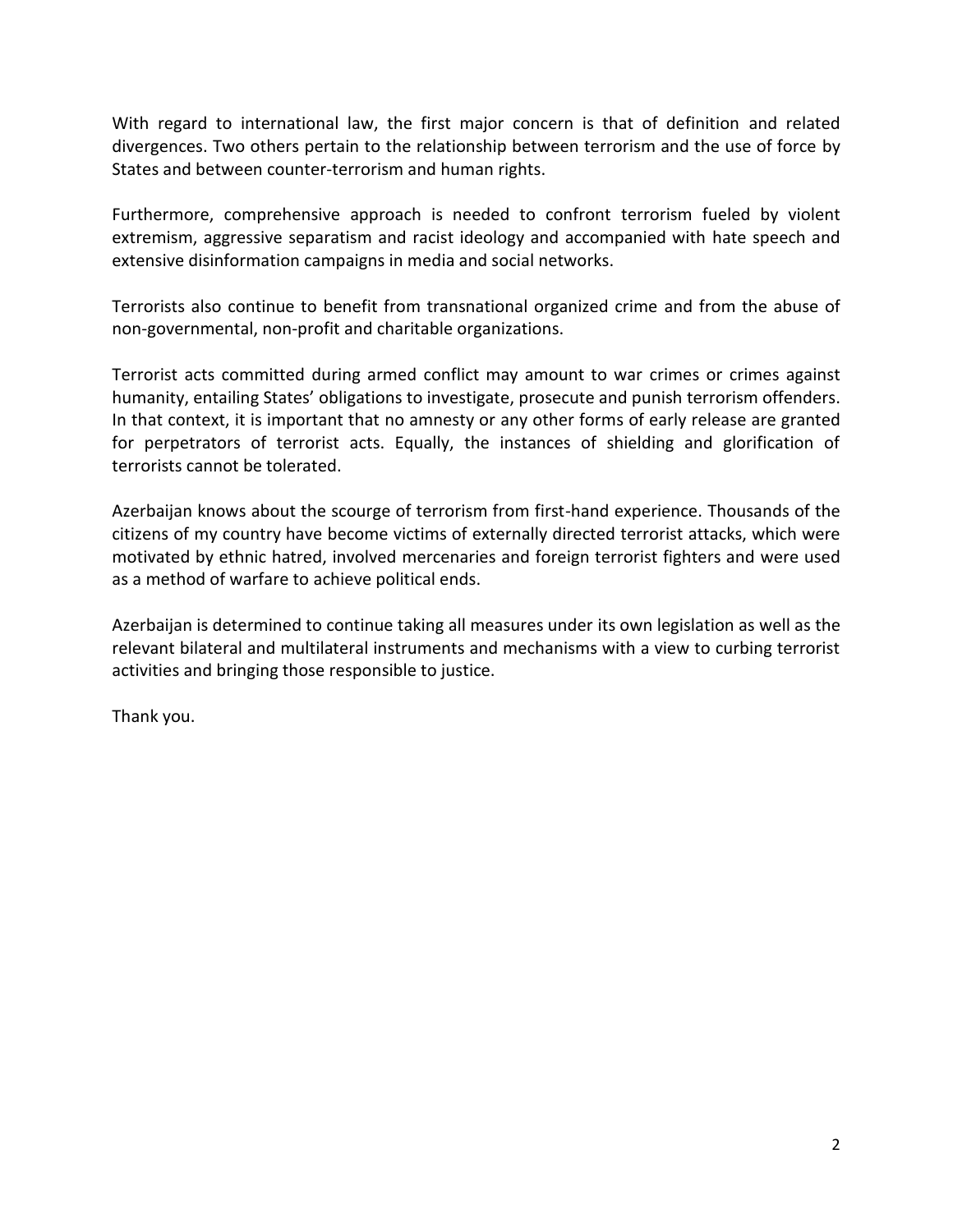With regard to international law, the first major concern is that of definition and related divergences. Two others pertain to the relationship between terrorism and the use of force by States and between counter-terrorism and human rights.

Furthermore, comprehensive approach is needed to confront terrorism fueled by violent extremism, aggressive separatism and racist ideology and accompanied with hate speech and extensive disinformation campaigns in media and social networks.

Terrorists also continue to benefit from transnational organized crime and from the abuse of non-governmental, non-profit and charitable organizations.

Terrorist acts committed during armed conflict may amount to war crimes or crimes against humanity, entailing States' obligations to investigate, prosecute and punish terrorism offenders. In that context, it is important that no amnesty or any other forms of early release are granted for perpetrators of terrorist acts. Equally, the instances of shielding and glorification of terrorists cannot be tolerated.

Azerbaijan knows about the scourge of terrorism from first-hand experience. Thousands of the citizens of my country have become victims of externally directed terrorist attacks, which were motivated by ethnic hatred, involved mercenaries and foreign terrorist fighters and were used as a method of warfare to achieve political ends.

Azerbaijan is determined to continue taking all measures under its own legislation as well as the relevant bilateral and multilateral instruments and mechanisms with a view to curbing terrorist activities and bringing those responsible to justice.

Thank you.